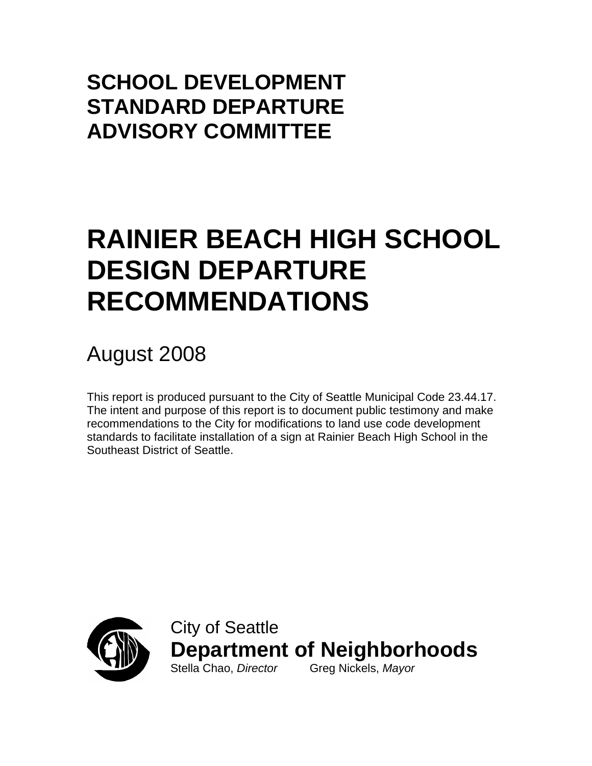# SCHOOL DEVELOPMENT STANDARD DEPARTURE ADVISORY COMMITTEE

# RAINIER BEACH HIGH SCHOOL DESIGN DEPARTURE RECOMMENDATIONS

August 2008

This report is produced pursuant to the City of Seattle Municipal Code 23.44.17. The intent and purpose of this report is to document public testimony and make recommendations to the City for modifications to land use code development standards to facilitate installation of a sign at Rainier Beach High School in the Southeast District of Seattle.

City of Seattle
**Department of Neighborhoods**
Stella Chao, *Director*    Greg Nickels, *Mayor*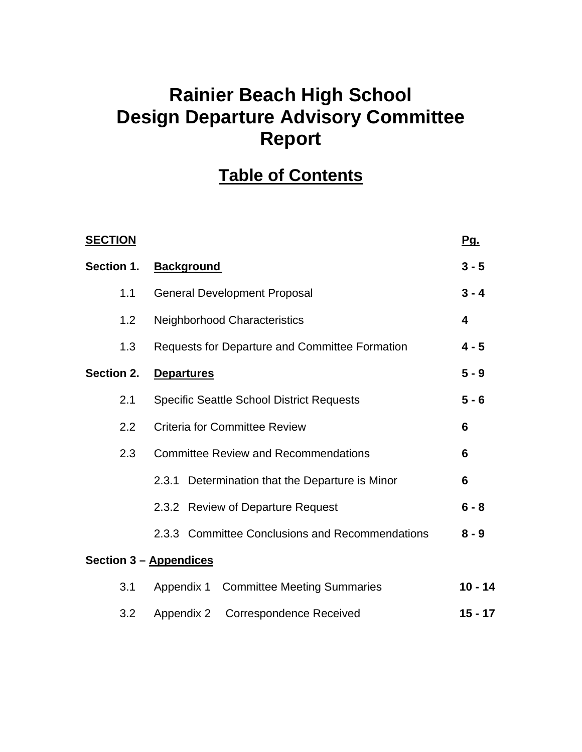# Rainier Beach High School Design Departure Advisory Committee Report

## Table of Contents

| SECTION | | Pg. |
|---|---|---|
| **Section 1.** | **Background** | **3 - 5** |
| 1.1 | General Development Proposal | **3 - 4** |
| 1.2 | Neighborhood Characteristics | **4** |
| 1.3 | Requests for Departure and Committee Formation | **4 - 5** |
| **Section 2.** | **Departures** | **5 - 9** |
| 2.1 | Specific Seattle School District Requests | **5 - 6** |
| 2.2 | Criteria for Committee Review | **6** |
| 2.3 | Committee Review and Recommendations | **6** |
| | 2.3.1 Determination that the Departure is Minor | **6** |
| | 2.3.2 Review of Departure Request | **6 - 8** |
| | 2.3.3 Committee Conclusions and Recommendations | **8 - 9** |
| **Section 3 – Appendices** | | |
| 3.1 | Appendix 1 Committee Meeting Summaries | **10 - 14** |
| 3.2 | Appendix 2 Correspondence Received | **15 - 17** |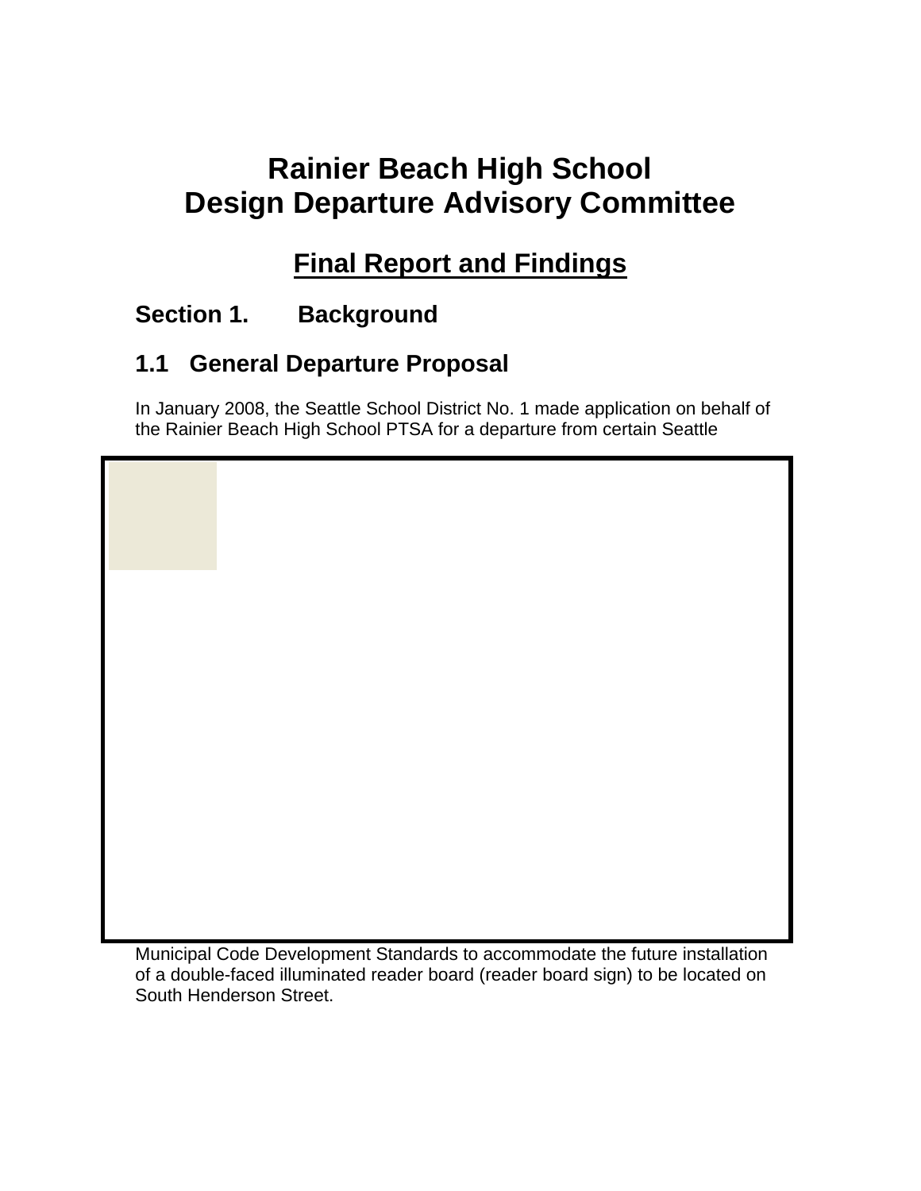# Rainier Beach High School
# Design Departure Advisory Committee

## Final Report and Findings

## Section 1. Background

### 1.1 General Departure Proposal

In January 2008, the Seattle School District No. 1 made application on behalf of the Rainier Beach High School PTSA for a departure from certain Seattle Municipal Code Development Standards to accommodate the future installation of a double-faced illuminated reader board (reader board sign) to be located on South Henderson Street.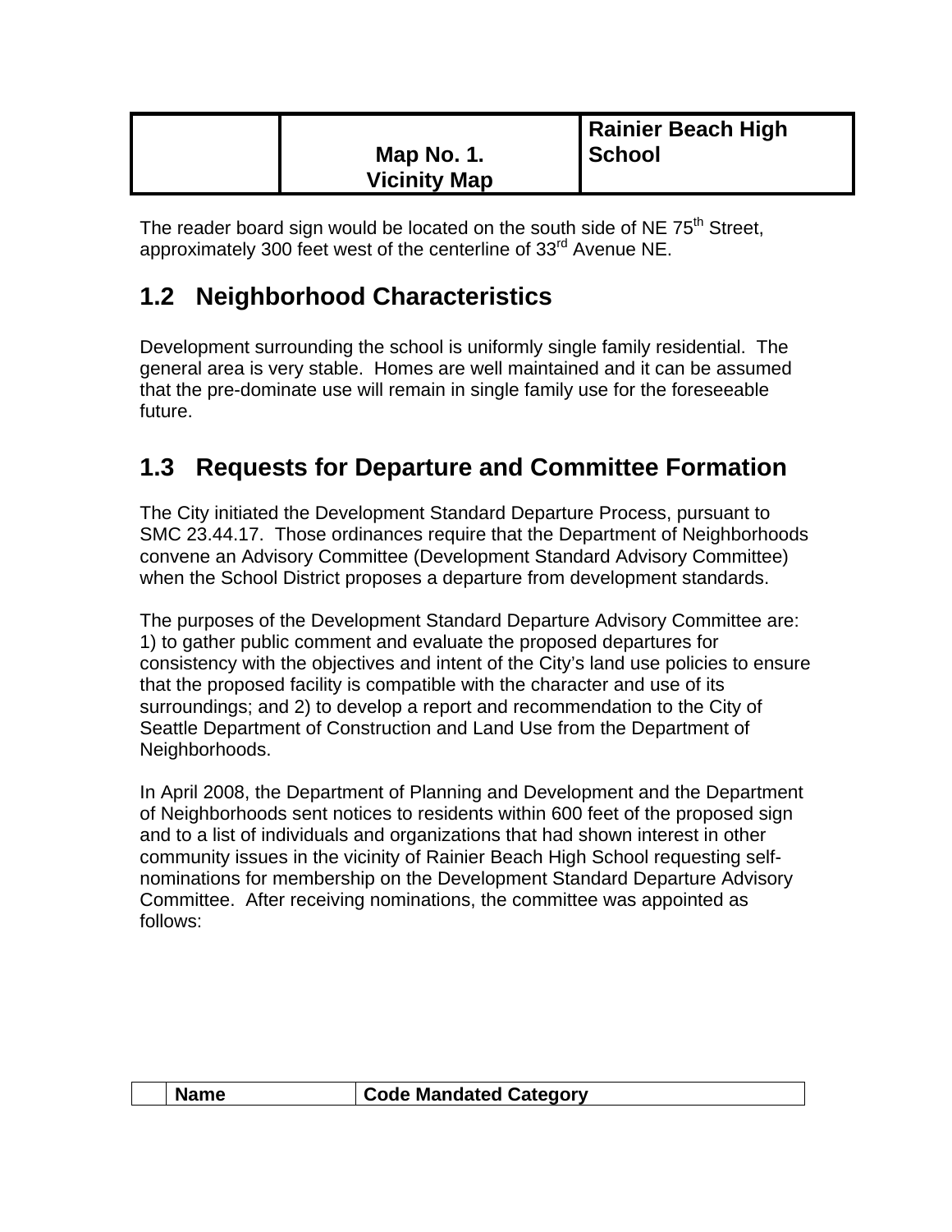|  | Map No. 1.<br>Vicinity Map | Rainier Beach High School |
|---|---|---|

The reader board sign would be located on the south side of NE 75th Street, approximately 300 feet west of the centerline of 33rd Avenue NE.

## 1.2 Neighborhood Characteristics

Development surrounding the school is uniformly single family residential. The general area is very stable. Homes are well maintained and it can be assumed that the pre-dominate use will remain in single family use for the foreseeable future.

## 1.3 Requests for Departure and Committee Formation

The City initiated the Development Standard Departure Process, pursuant to SMC 23.44.17. Those ordinances require that the Department of Neighborhoods convene an Advisory Committee (Development Standard Advisory Committee) when the School District proposes a departure from development standards.

The purposes of the Development Standard Departure Advisory Committee are: 1) to gather public comment and evaluate the proposed departures for consistency with the objectives and intent of the City's land use policies to ensure that the proposed facility is compatible with the character and use of its surroundings; and 2) to develop a report and recommendation to the City of Seattle Department of Construction and Land Use from the Department of Neighborhoods.

In April 2008, the Department of Planning and Development and the Department of Neighborhoods sent notices to residents within 600 feet of the proposed sign and to a list of individuals and organizations that had shown interest in other community issues in the vicinity of Rainier Beach High School requesting self-nominations for membership on the Development Standard Departure Advisory Committee. After receiving nominations, the committee was appointed as follows:

|  | Name | Code Mandated Category |
|---|---|---|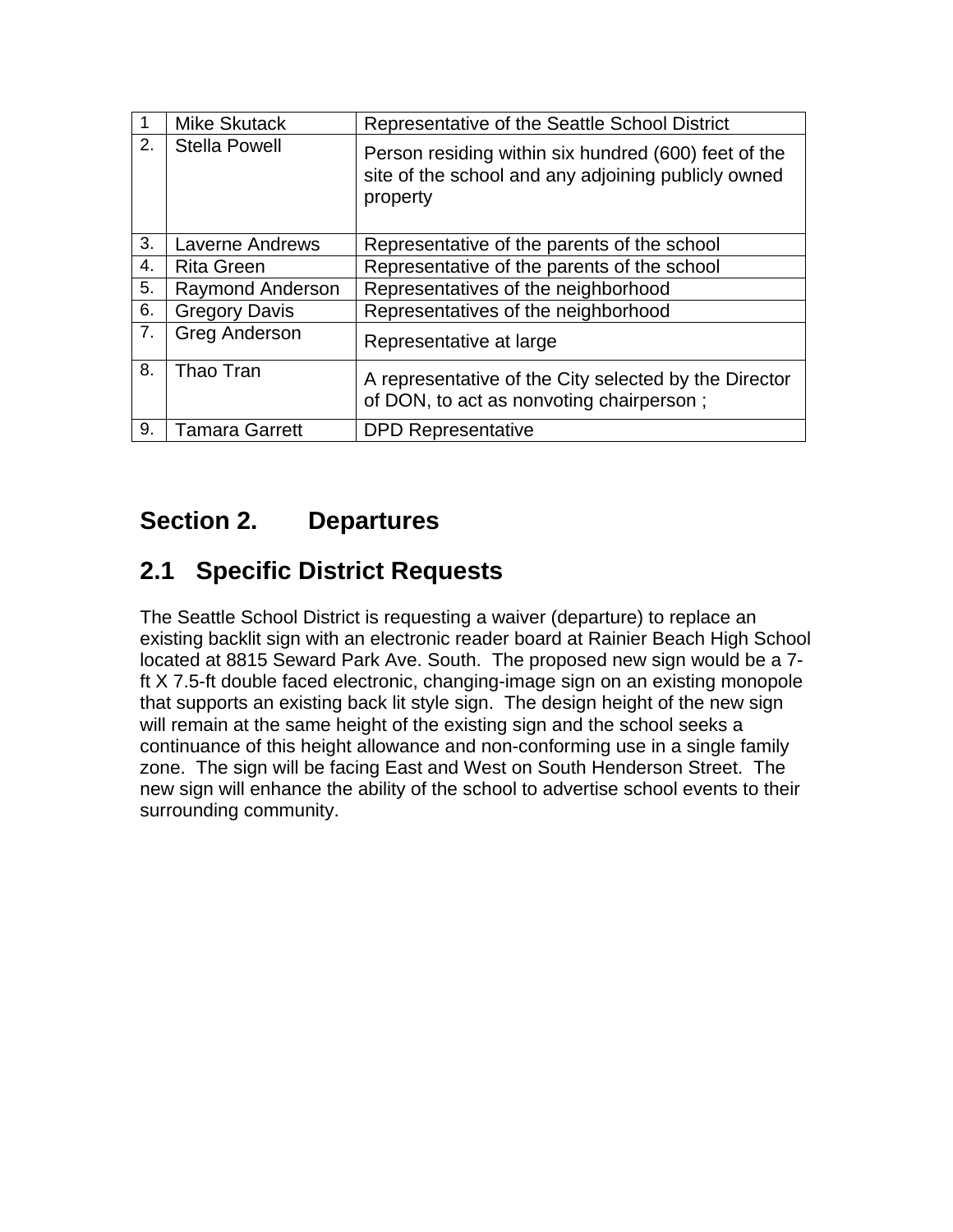| | | |
|---|---|---|
| 1 | Mike Skutack | Representative of the Seattle School District |
| 2. | Stella Powell | Person residing within six hundred (600) feet of the site of the school and any adjoining publicly owned property |
| 3. | Laverne Andrews | Representative of the parents of the school |
| 4. | Rita Green | Representative of the parents of the school |
| 5. | Raymond Anderson | Representatives of the neighborhood |
| 6. | Gregory Davis | Representatives of the neighborhood |
| 7. | Greg Anderson | Representative at large |
| 8. | Thao Tran | A representative of the City selected by the Director of DON, to act as nonvoting chairperson ; |
| 9. | Tamara Garrett | DPD Representative |

# Section 2. Departures

## 2.1 Specific District Requests

The Seattle School District is requesting a waiver (departure) to replace an existing backlit sign with an electronic reader board at Rainier Beach High School located at 8815 Seward Park Ave. South. The proposed new sign would be a 7-ft X 7.5-ft double faced electronic, changing-image sign on an existing monopole that supports an existing back lit style sign. The design height of the new sign will remain at the same height of the existing sign and the school seeks a continuance of this height allowance and non-conforming use in a single family zone. The sign will be facing East and West on South Henderson Street. The new sign will enhance the ability of the school to advertise school events to their surrounding community.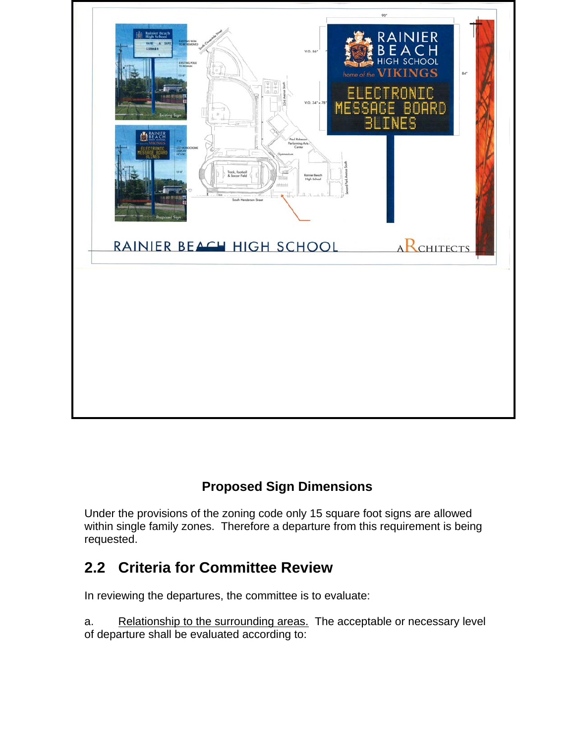**Proposed Sign Dimensions**

Under the provisions of the zoning code only 15 square foot signs are allowed within single family zones. Therefore a departure from this requirement is being requested.

## 2.2 Criteria for Committee Review

In reviewing the departures, the committee is to evaluate:

a. Relationship to the surrounding areas. The acceptable or necessary level of departure shall be evaluated according to: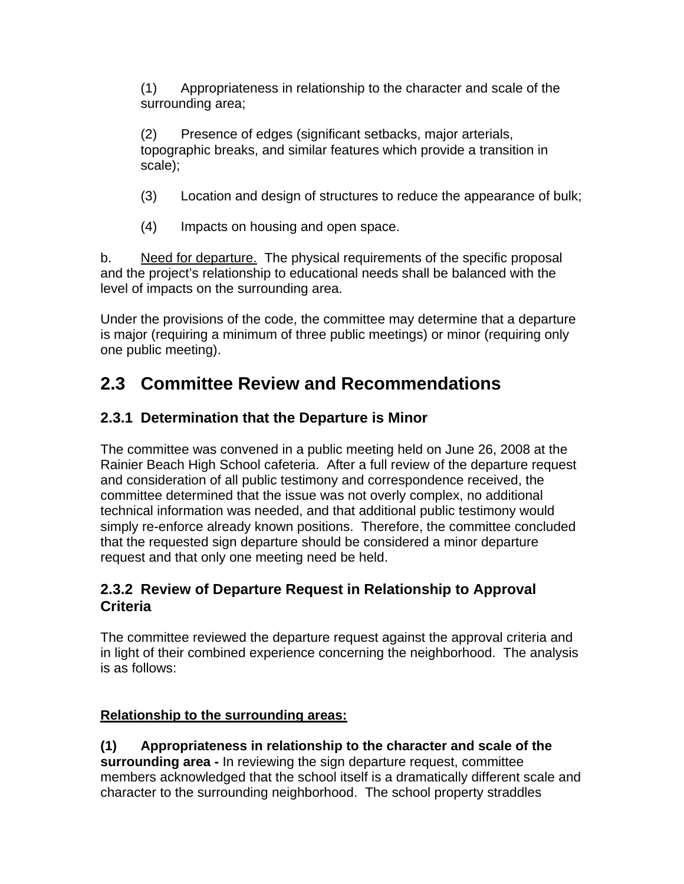(1) Appropriateness in relationship to the character and scale of the surrounding area;

(2) Presence of edges (significant setbacks, major arterials, topographic breaks, and similar features which provide a transition in scale);

(3) Location and design of structures to reduce the appearance of bulk;

(4) Impacts on housing and open space.

b. Need for departure. The physical requirements of the specific proposal and the project's relationship to educational needs shall be balanced with the level of impacts on the surrounding area.

Under the provisions of the code, the committee may determine that a departure is major (requiring a minimum of three public meetings) or minor (requiring only one public meeting).

## 2.3 Committee Review and Recommendations

### 2.3.1 Determination that the Departure is Minor

The committee was convened in a public meeting held on June 26, 2008 at the Rainier Beach High School cafeteria. After a full review of the departure request and consideration of all public testimony and correspondence received, the committee determined that the issue was not overly complex, no additional technical information was needed, and that additional public testimony would simply re-enforce already known positions. Therefore, the committee concluded that the requested sign departure should be considered a minor departure request and that only one meeting need be held.

### 2.3.2 Review of Departure Request in Relationship to Approval Criteria

The committee reviewed the departure request against the approval criteria and in light of their combined experience concerning the neighborhood. The analysis is as follows:

**Relationship to the surrounding areas:**

**(1) Appropriateness in relationship to the character and scale of the surrounding area -** In reviewing the sign departure request, committee members acknowledged that the school itself is a dramatically different scale and character to the surrounding neighborhood. The school property straddles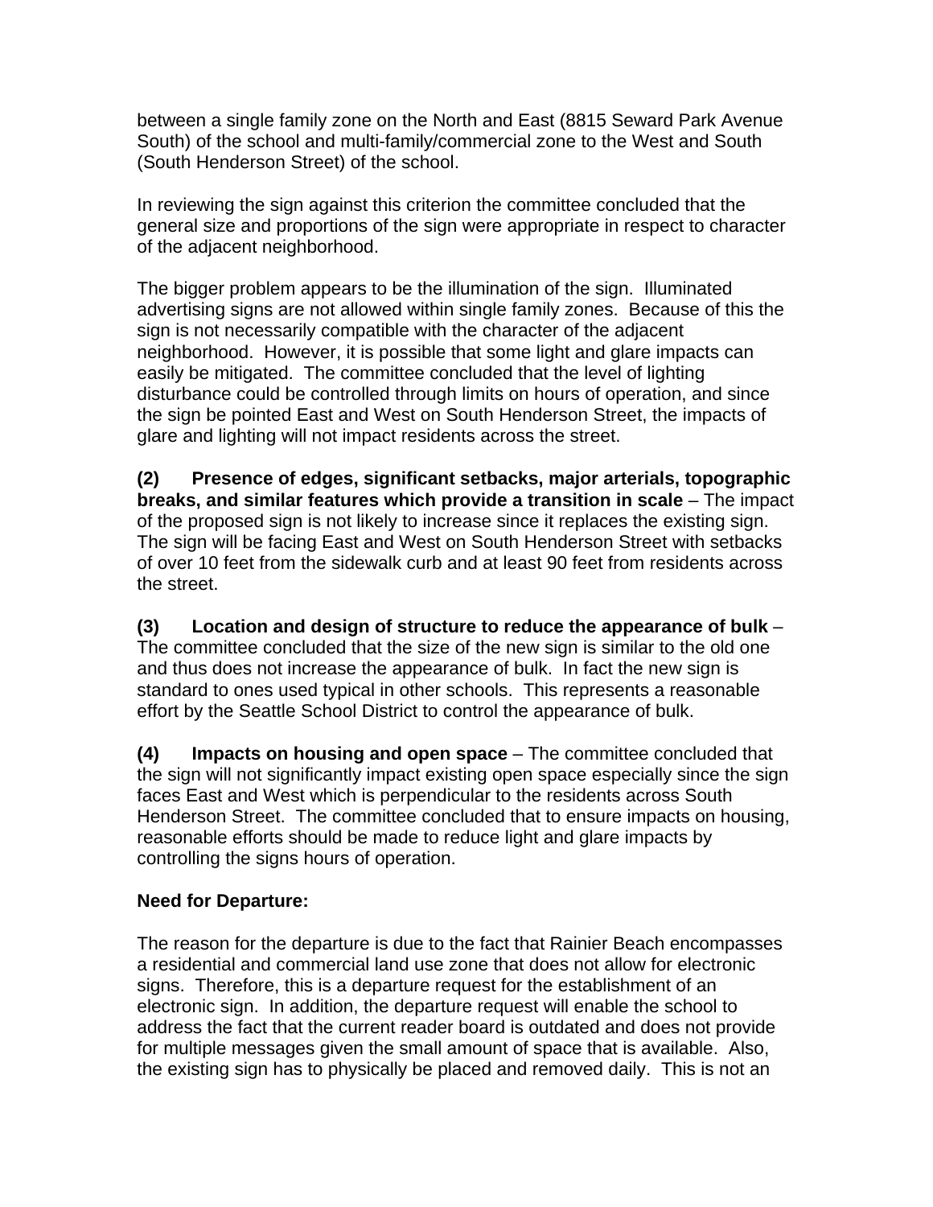between a single family zone on the North and East (8815 Seward Park Avenue South) of the school and multi-family/commercial zone to the West and South (South Henderson Street) of the school.

In reviewing the sign against this criterion the committee concluded that the general size and proportions of the sign were appropriate in respect to character of the adjacent neighborhood.

The bigger problem appears to be the illumination of the sign. Illuminated advertising signs are not allowed within single family zones. Because of this the sign is not necessarily compatible with the character of the adjacent neighborhood. However, it is possible that some light and glare impacts can easily be mitigated. The committee concluded that the level of lighting disturbance could be controlled through limits on hours of operation, and since the sign be pointed East and West on South Henderson Street, the impacts of glare and lighting will not impact residents across the street.

**(2) Presence of edges, significant setbacks, major arterials, topographic breaks, and similar features which provide a transition in scale** – The impact of the proposed sign is not likely to increase since it replaces the existing sign. The sign will be facing East and West on South Henderson Street with setbacks of over 10 feet from the sidewalk curb and at least 90 feet from residents across the street.

**(3) Location and design of structure to reduce the appearance of bulk** – The committee concluded that the size of the new sign is similar to the old one and thus does not increase the appearance of bulk. In fact the new sign is standard to ones used typical in other schools. This represents a reasonable effort by the Seattle School District to control the appearance of bulk.

**(4) Impacts on housing and open space** – The committee concluded that the sign will not significantly impact existing open space especially since the sign faces East and West which is perpendicular to the residents across South Henderson Street. The committee concluded that to ensure impacts on housing, reasonable efforts should be made to reduce light and glare impacts by controlling the signs hours of operation.

**Need for Departure:**

The reason for the departure is due to the fact that Rainier Beach encompasses a residential and commercial land use zone that does not allow for electronic signs. Therefore, this is a departure request for the establishment of an electronic sign. In addition, the departure request will enable the school to address the fact that the current reader board is outdated and does not provide for multiple messages given the small amount of space that is available. Also, the existing sign has to physically be placed and removed daily. This is not an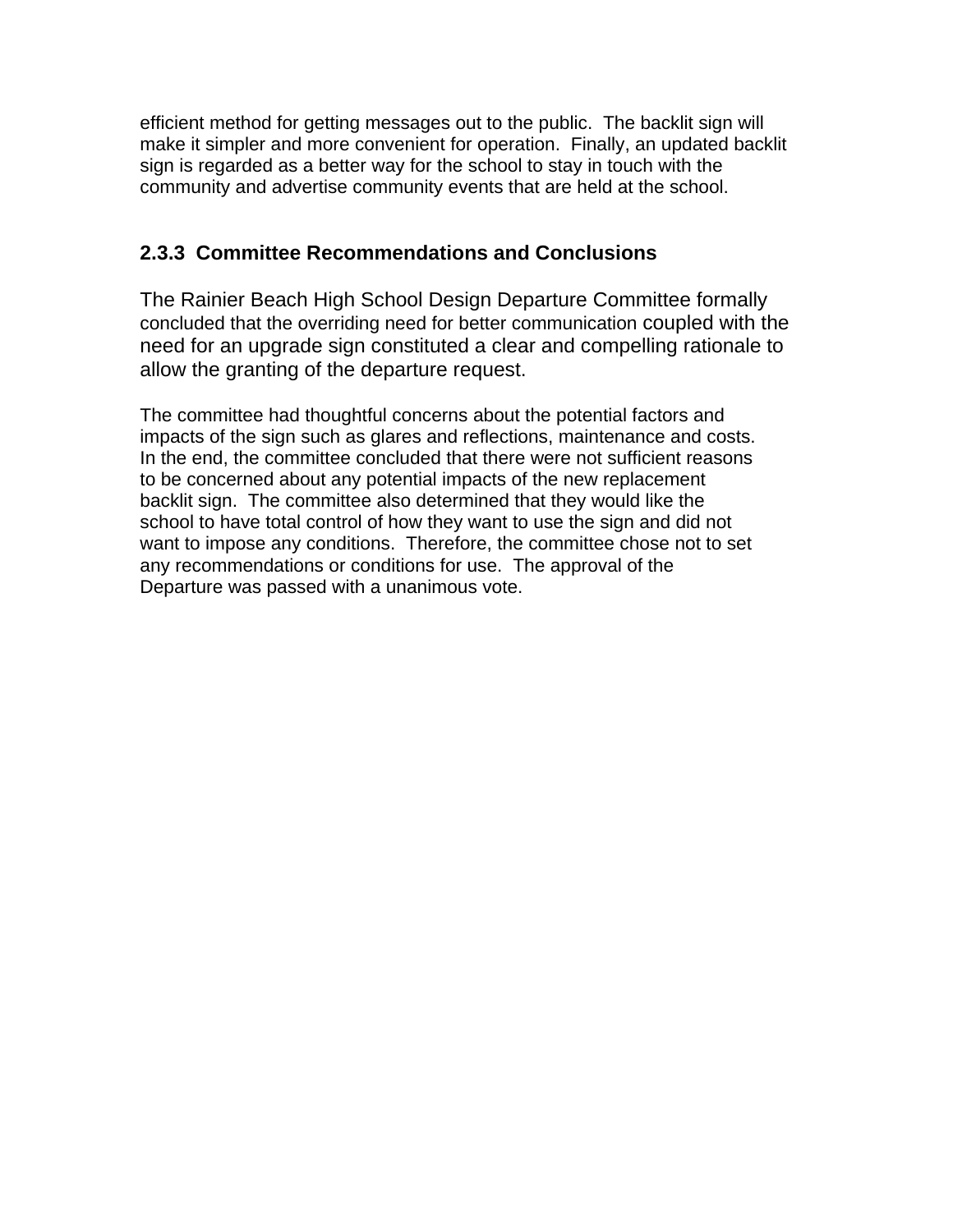efficient method for getting messages out to the public. The backlit sign will make it simpler and more convenient for operation. Finally, an updated backlit sign is regarded as a better way for the school to stay in touch with the community and advertise community events that are held at the school.

### 2.3.3 Committee Recommendations and Conclusions

The Rainier Beach High School Design Departure Committee formally concluded that the overriding need for better communication coupled with the need for an upgrade sign constituted a clear and compelling rationale to allow the granting of the departure request.

The committee had thoughtful concerns about the potential factors and impacts of the sign such as glares and reflections, maintenance and costs. In the end, the committee concluded that there were not sufficient reasons to be concerned about any potential impacts of the new replacement backlit sign. The committee also determined that they would like the school to have total control of how they want to use the sign and did not want to impose any conditions. Therefore, the committee chose not to set any recommendations or conditions for use. The approval of the Departure was passed with a unanimous vote.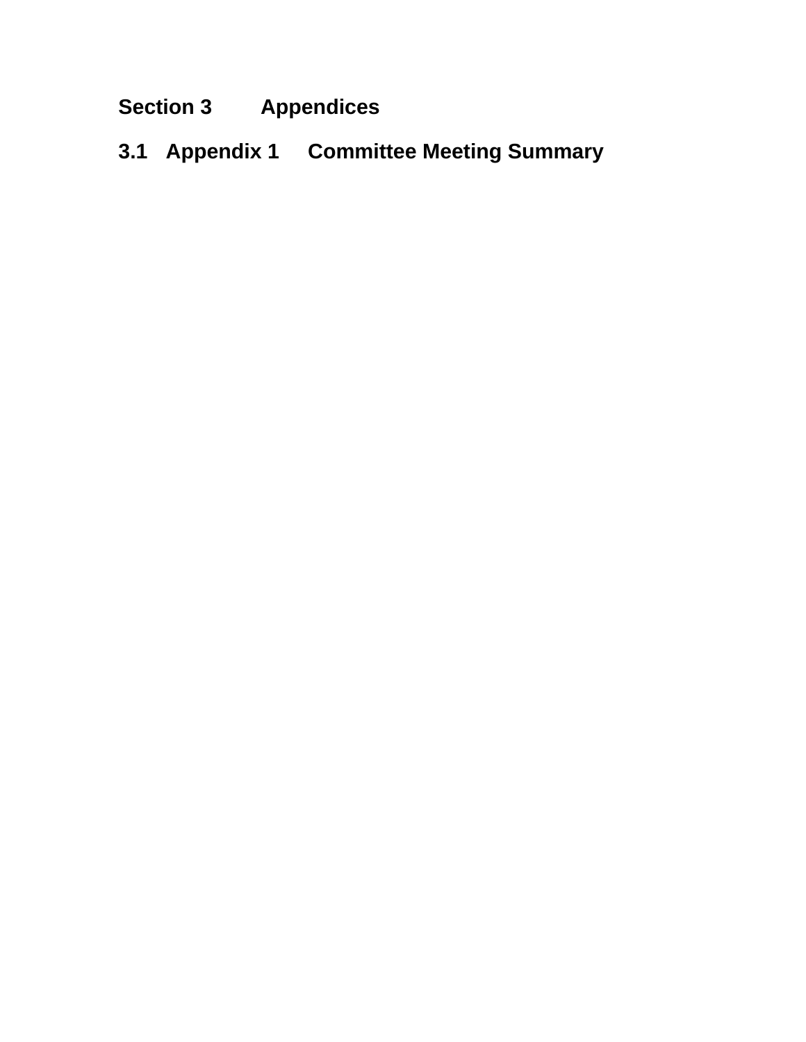# Section 3 Appendices

## 3.1 Appendix 1 Committee Meeting Summary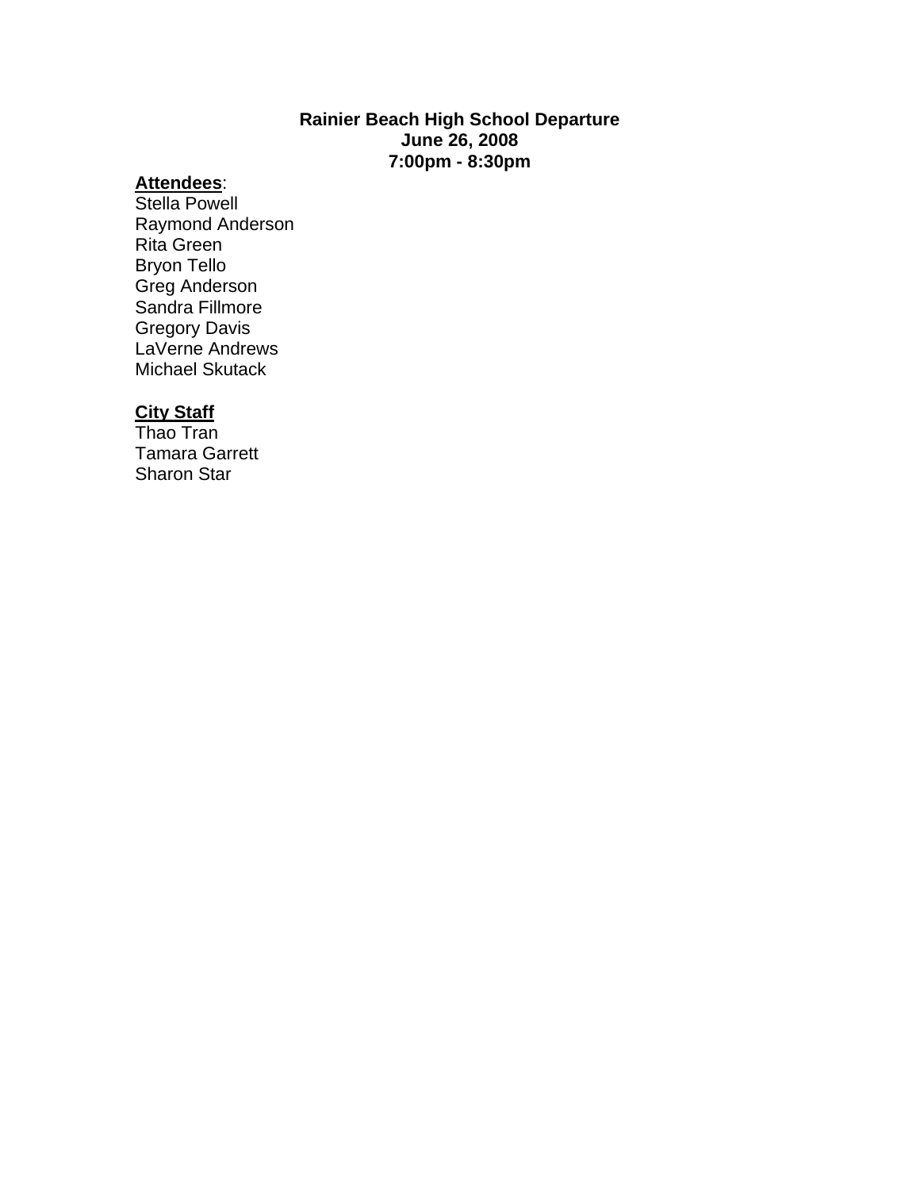**Rainier Beach High School Departure**
**June 26, 2008**
**7:00pm - 8:30pm**

**Attendees**:

Stella Powell
Raymond Anderson
Rita Green
Bryon Tello
Greg Anderson
Sandra Fillmore
Gregory Davis
LaVerne Andrews
Michael Skutack

**City Staff**

Thao Tran
Tamara Garrett
Sharon Star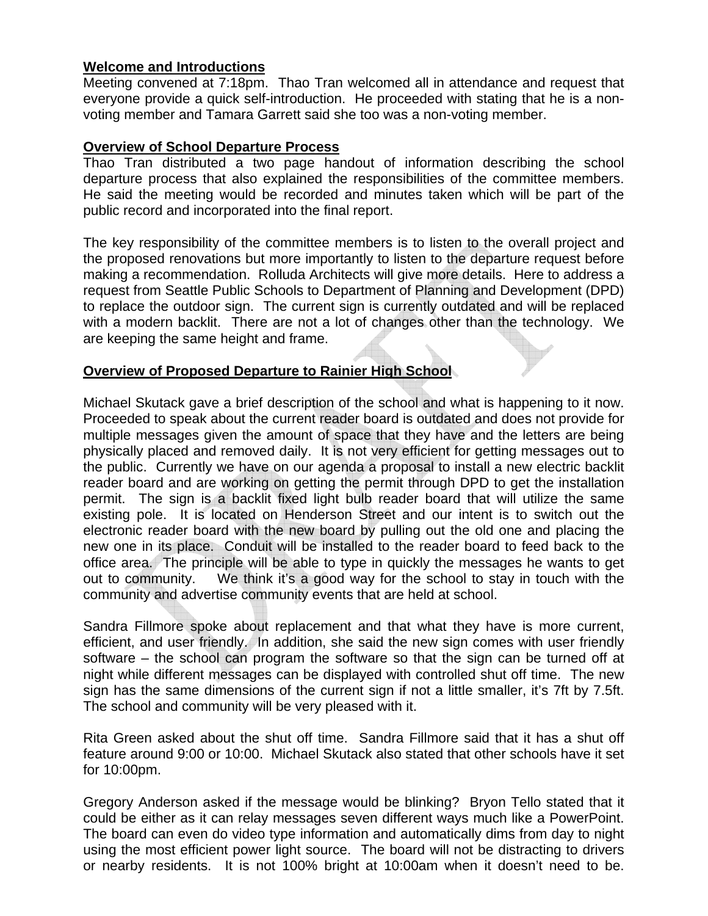**Welcome and Introductions**

Meeting convened at 7:18pm. Thao Tran welcomed all in attendance and request that everyone provide a quick self-introduction. He proceeded with stating that he is a non-voting member and Tamara Garrett said she too was a non-voting member.

**Overview of School Departure Process**

Thao Tran distributed a two page handout of information describing the school departure process that also explained the responsibilities of the committee members. He said the meeting would be recorded and minutes taken which will be part of the public record and incorporated into the final report.

The key responsibility of the committee members is to listen to the overall project and the proposed renovations but more importantly to listen to the departure request before making a recommendation. Rolluda Architects will give more details. Here to address a request from Seattle Public Schools to Department of Planning and Development (DPD) to replace the outdoor sign. The current sign is currently outdated and will be replaced with a modern backlit. There are not a lot of changes other than the technology. We are keeping the same height and frame.

**Overview of Proposed Departure to Rainier High School**

Michael Skutack gave a brief description of the school and what is happening to it now. Proceeded to speak about the current reader board is outdated and does not provide for multiple messages given the amount of space that they have and the letters are being physically placed and removed daily. It is not very efficient for getting messages out to the public. Currently we have on our agenda a proposal to install a new electric backlit reader board and are working on getting the permit through DPD to get the installation permit. The sign is a backlit fixed light bulb reader board that will utilize the same existing pole. It is located on Henderson Street and our intent is to switch out the electronic reader board with the new board by pulling out the old one and placing the new one in its place. Conduit will be installed to the reader board to feed back to the office area. The principle will be able to type in quickly the messages he wants to get out to community. We think it's a good way for the school to stay in touch with the community and advertise community events that are held at school.

Sandra Fillmore spoke about replacement and that what they have is more current, efficient, and user friendly. In addition, she said the new sign comes with user friendly software – the school can program the software so that the sign can be turned off at night while different messages can be displayed with controlled shut off time. The new sign has the same dimensions of the current sign if not a little smaller, it's 7ft by 7.5ft. The school and community will be very pleased with it.

Rita Green asked about the shut off time. Sandra Fillmore said that it has a shut off feature around 9:00 or 10:00. Michael Skutack also stated that other schools have it set for 10:00pm.

Gregory Anderson asked if the message would be blinking? Bryon Tello stated that it could be either as it can relay messages seven different ways much like a PowerPoint. The board can even do video type information and automatically dims from day to night using the most efficient power light source. The board will not be distracting to drivers or nearby residents. It is not 100% bright at 10:00am when it doesn't need to be.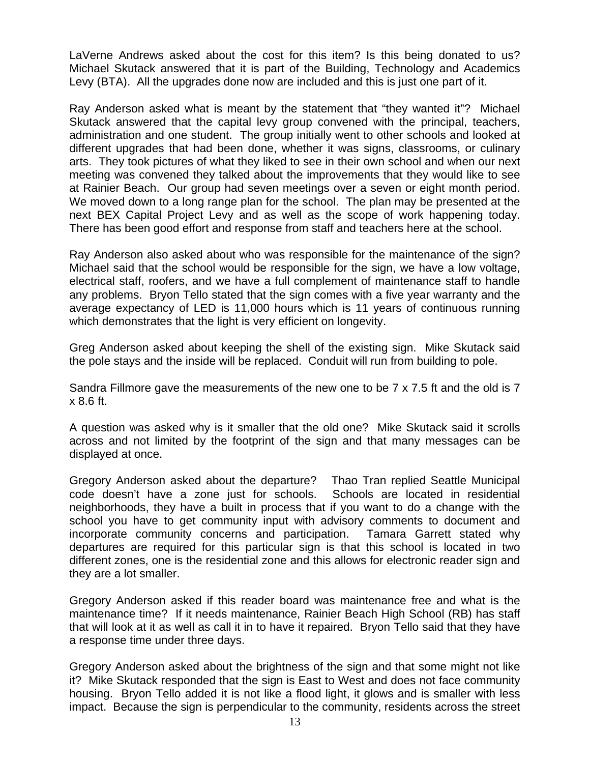LaVerne Andrews asked about the cost for this item? Is this being donated to us? Michael Skutack answered that it is part of the Building, Technology and Academics Levy (BTA). All the upgrades done now are included and this is just one part of it.

Ray Anderson asked what is meant by the statement that "they wanted it"? Michael Skutack answered that the capital levy group convened with the principal, teachers, administration and one student. The group initially went to other schools and looked at different upgrades that had been done, whether it was signs, classrooms, or culinary arts. They took pictures of what they liked to see in their own school and when our next meeting was convened they talked about the improvements that they would like to see at Rainier Beach. Our group had seven meetings over a seven or eight month period. We moved down to a long range plan for the school. The plan may be presented at the next BEX Capital Project Levy and as well as the scope of work happening today. There has been good effort and response from staff and teachers here at the school.

Ray Anderson also asked about who was responsible for the maintenance of the sign? Michael said that the school would be responsible for the sign, we have a low voltage, electrical staff, roofers, and we have a full complement of maintenance staff to handle any problems. Bryon Tello stated that the sign comes with a five year warranty and the average expectancy of LED is 11,000 hours which is 11 years of continuous running which demonstrates that the light is very efficient on longevity.

Greg Anderson asked about keeping the shell of the existing sign. Mike Skutack said the pole stays and the inside will be replaced. Conduit will run from building to pole.

Sandra Fillmore gave the measurements of the new one to be 7 x 7.5 ft and the old is 7 x 8.6 ft.

A question was asked why is it smaller that the old one? Mike Skutack said it scrolls across and not limited by the footprint of the sign and that many messages can be displayed at once.

Gregory Anderson asked about the departure? Thao Tran replied Seattle Municipal code doesn't have a zone just for schools. Schools are located in residential neighborhoods, they have a built in process that if you want to do a change with the school you have to get community input with advisory comments to document and incorporate community concerns and participation. Tamara Garrett stated why departures are required for this particular sign is that this school is located in two different zones, one is the residential zone and this allows for electronic reader sign and they are a lot smaller.

Gregory Anderson asked if this reader board was maintenance free and what is the maintenance time? If it needs maintenance, Rainier Beach High School (RB) has staff that will look at it as well as call it in to have it repaired. Bryon Tello said that they have a response time under three days.

Gregory Anderson asked about the brightness of the sign and that some might not like it? Mike Skutack responded that the sign is East to West and does not face community housing. Bryon Tello added it is not like a flood light, it glows and is smaller with less impact. Because the sign is perpendicular to the community, residents across the street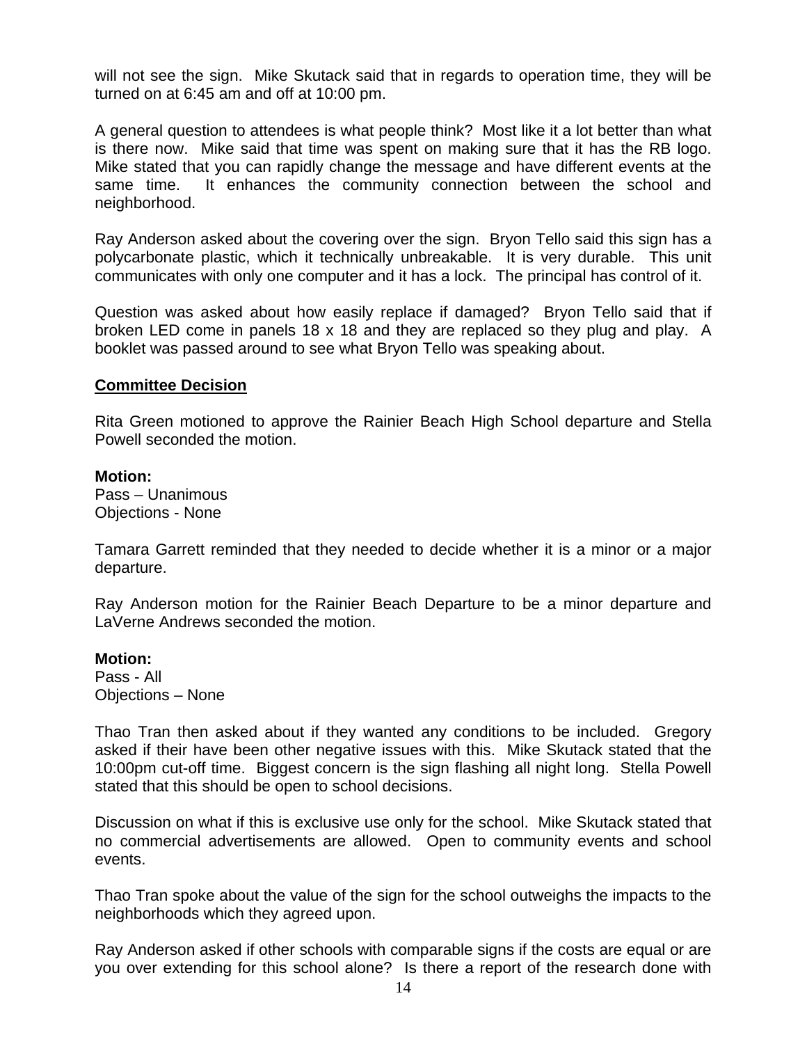will not see the sign. Mike Skutack said that in regards to operation time, they will be turned on at 6:45 am and off at 10:00 pm.

A general question to attendees is what people think? Most like it a lot better than what is there now. Mike said that time was spent on making sure that it has the RB logo. Mike stated that you can rapidly change the message and have different events at the same time. It enhances the community connection between the school and neighborhood.

Ray Anderson asked about the covering over the sign. Bryon Tello said this sign has a polycarbonate plastic, which it technically unbreakable. It is very durable. This unit communicates with only one computer and it has a lock. The principal has control of it.

Question was asked about how easily replace if damaged? Bryon Tello said that if broken LED come in panels 18 x 18 and they are replaced so they plug and play. A booklet was passed around to see what Bryon Tello was speaking about.

**Committee Decision**

Rita Green motioned to approve the Rainier Beach High School departure and Stella Powell seconded the motion.

**Motion:**
Pass – Unanimous
Objections - None

Tamara Garrett reminded that they needed to decide whether it is a minor or a major departure.

Ray Anderson motion for the Rainier Beach Departure to be a minor departure and LaVerne Andrews seconded the motion.

**Motion:**
Pass - All
Objections – None

Thao Tran then asked about if they wanted any conditions to be included. Gregory asked if their have been other negative issues with this. Mike Skutack stated that the 10:00pm cut-off time. Biggest concern is the sign flashing all night long. Stella Powell stated that this should be open to school decisions.

Discussion on what if this is exclusive use only for the school. Mike Skutack stated that no commercial advertisements are allowed. Open to community events and school events.

Thao Tran spoke about the value of the sign for the school outweighs the impacts to the neighborhoods which they agreed upon.

Ray Anderson asked if other schools with comparable signs if the costs are equal or are you over extending for this school alone? Is there a report of the research done with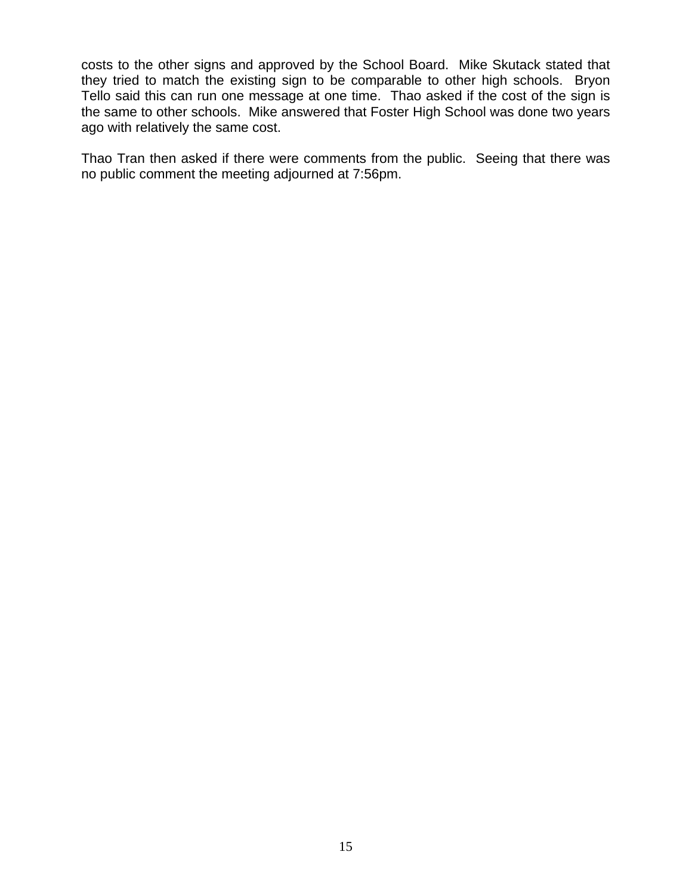costs to the other signs and approved by the School Board. Mike Skutack stated that they tried to match the existing sign to be comparable to other high schools. Bryon Tello said this can run one message at one time. Thao asked if the cost of the sign is the same to other schools. Mike answered that Foster High School was done two years ago with relatively the same cost.

Thao Tran then asked if there were comments from the public. Seeing that there was no public comment the meeting adjourned at 7:56pm.